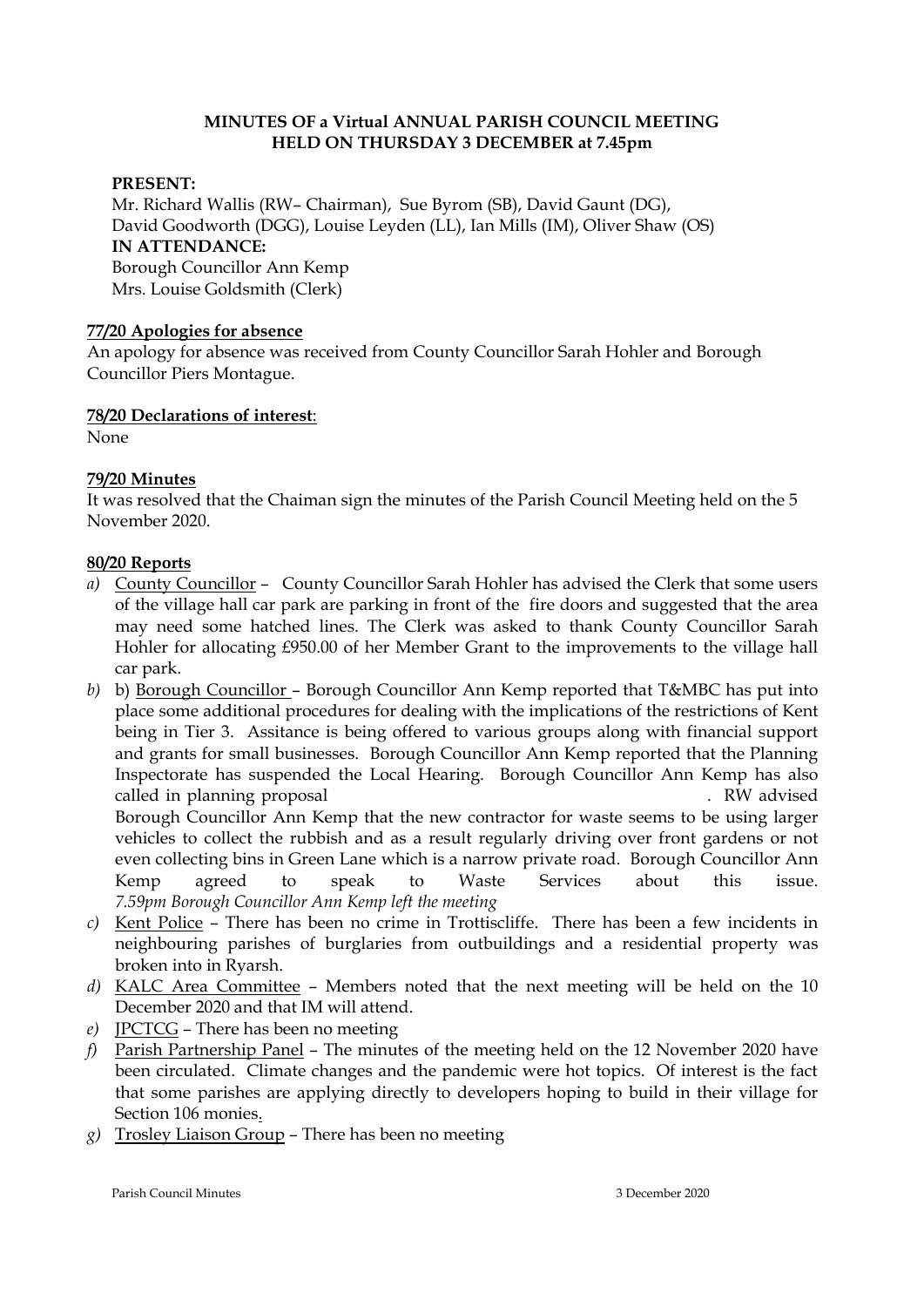**MINUTES OF a Virtual ANNUAL PARISH COUNCIL MEETING HELD ON THURSDAY 3 DECEMBER at 7.45pm**

**PRESENT:**

Mr. Richard Wallis (RW– Chairman), Sue Byrom (SB), David Gaunt (DG), David Goodworth (DGG), Louise Leyden (LL), Ian Mills (IM), Oliver Shaw (OS)

**IN ATTENDANCE:**

Borough Councillor Ann Kemp
Mrs. Louise Goldsmith (Clerk)

**77/20 Apologies for absence**

An apology for absence was received from County Councillor Sarah Hohler and Borough Councillor Piers Montague.

**78/20 Declarations of interest**:

None

**79/20 Minutes**

It was resolved that the Chaiman sign the minutes of the Parish Council Meeting held on the 5 November 2020.

**80/20 Reports**

*a)* County Councillor – County Councillor Sarah Hohler has advised the Clerk that some users of the village hall car park are parking in front of the fire doors and suggested that the area may need some hatched lines. The Clerk was asked to thank County Councillor Sarah Hohler for allocating £950.00 of her Member Grant to the improvements to the village hall car park.

*b)* b) Borough Councillor – Borough Councillor Ann Kemp reported that T&MBC has put into place some additional procedures for dealing with the implications of the restrictions of Kent being in Tier 3. Assitance is being offered to various groups along with financial support and grants for small businesses. Borough Councillor Ann Kemp reported that the Planning Inspectorate has suspended the Local Hearing. Borough Councillor Ann Kemp has also called in planning proposal . RW advised Borough Councillor Ann Kemp that the new contractor for waste seems to be using larger vehicles to collect the rubbish and as a result regularly driving over front gardens or not even collecting bins in Green Lane which is a narrow private road. Borough Councillor Ann Kemp agreed to speak to Waste Services about this issue.
*7.59pm Borough Councillor Ann Kemp left the meeting*

*c)* Kent Police – There has been no crime in Trottiscliffe. There has been a few incidents in neighbouring parishes of burglaries from outbuildings and a residential property was broken into in Ryarsh.

*d)* KALC Area Committee – Members noted that the next meeting will be held on the 10 December 2020 and that IM will attend.

*e)* JPCTCG – There has been no meeting

*f)* Parish Partnership Panel – The minutes of the meeting held on the 12 November 2020 have been circulated. Climate changes and the pandemic were hot topics. Of interest is the fact that some parishes are applying directly to developers hoping to build in their village for Section 106 monies.

*g)* Trosley Liaison Group – There has been no meeting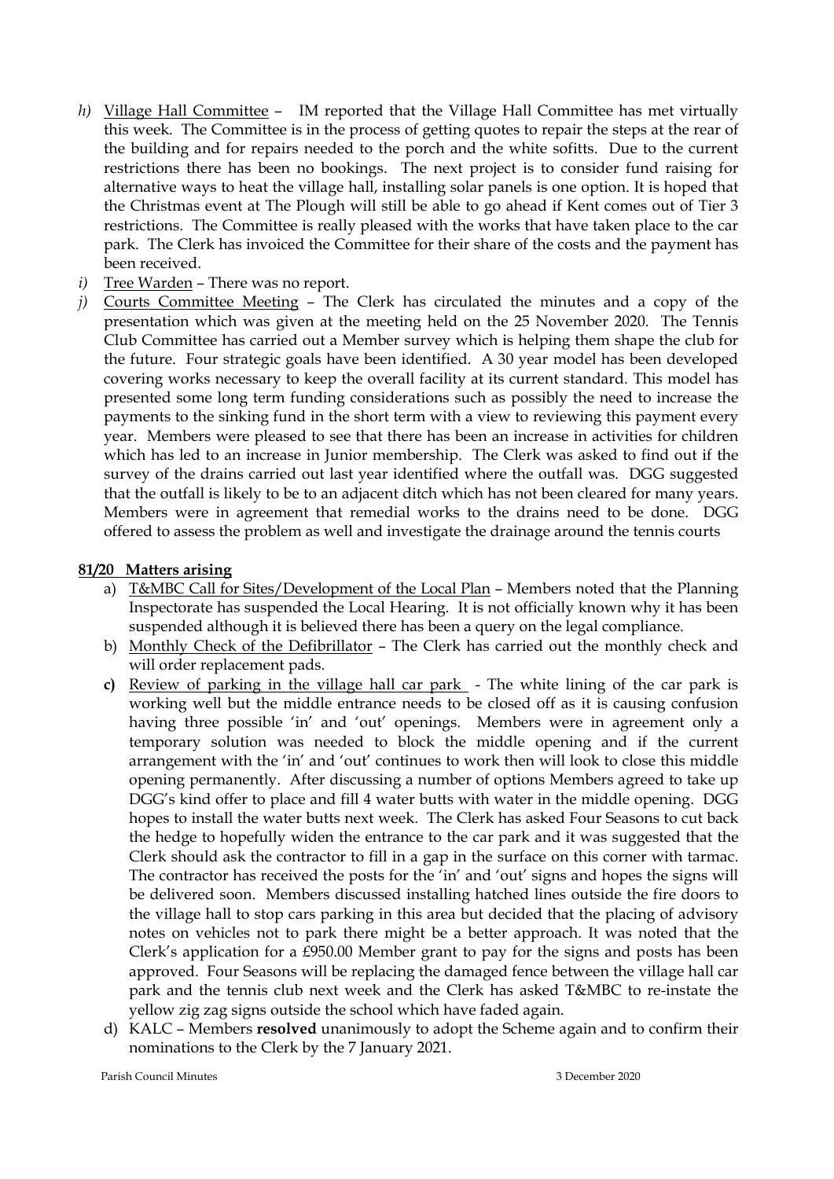*h)* Village Hall Committee – IM reported that the Village Hall Committee has met virtually this week. The Committee is in the process of getting quotes to repair the steps at the rear of the building and for repairs needed to the porch and the white sofitts. Due to the current restrictions there has been no bookings. The next project is to consider fund raising for alternative ways to heat the village hall, installing solar panels is one option. It is hoped that the Christmas event at The Plough will still be able to go ahead if Kent comes out of Tier 3 restrictions. The Committee is really pleased with the works that have taken place to the car park. The Clerk has invoiced the Committee for their share of the costs and the payment has been received.

*i)* Tree Warden – There was no report.

*j)* Courts Committee Meeting – The Clerk has circulated the minutes and a copy of the presentation which was given at the meeting held on the 25 November 2020. The Tennis Club Committee has carried out a Member survey which is helping them shape the club for the future. Four strategic goals have been identified. A 30 year model has been developed covering works necessary to keep the overall facility at its current standard. This model has presented some long term funding considerations such as possibly the need to increase the payments to the sinking fund in the short term with a view to reviewing this payment every year. Members were pleased to see that there has been an increase in activities for children which has led to an increase in Junior membership. The Clerk was asked to find out if the survey of the drains carried out last year identified where the outfall was. DGG suggested that the outfall is likely to be to an adjacent ditch which has not been cleared for many years. Members were in agreement that remedial works to the drains need to be done. DGG offered to assess the problem as well and investigate the drainage around the tennis courts

## 81/20 Matters arising

a) T&MBC Call for Sites/Development of the Local Plan – Members noted that the Planning Inspectorate has suspended the Local Hearing. It is not officially known why it has been suspended although it is believed there has been a query on the legal compliance.

b) Monthly Check of the Defibrillator – The Clerk has carried out the monthly check and will order replacement pads.

**c)** Review of parking in the village hall car park - The white lining of the car park is working well but the middle entrance needs to be closed off as it is causing confusion having three possible 'in' and 'out' openings. Members were in agreement only a temporary solution was needed to block the middle opening and if the current arrangement with the 'in' and 'out' continues to work then will look to close this middle opening permanently. After discussing a number of options Members agreed to take up DGG's kind offer to place and fill 4 water butts with water in the middle opening. DGG hopes to install the water butts next week. The Clerk has asked Four Seasons to cut back the hedge to hopefully widen the entrance to the car park and it was suggested that the Clerk should ask the contractor to fill in a gap in the surface on this corner with tarmac. The contractor has received the posts for the 'in' and 'out' signs and hopes the signs will be delivered soon. Members discussed installing hatched lines outside the fire doors to the village hall to stop cars parking in this area but decided that the placing of advisory notes on vehicles not to park there might be a better approach. It was noted that the Clerk's application for a £950.00 Member grant to pay for the signs and posts has been approved. Four Seasons will be replacing the damaged fence between the village hall car park and the tennis club next week and the Clerk has asked T&MBC to re-instate the yellow zig zag signs outside the school which have faded again.

d) KALC – Members **resolved** unanimously to adopt the Scheme again and to confirm their nominations to the Clerk by the 7 January 2021.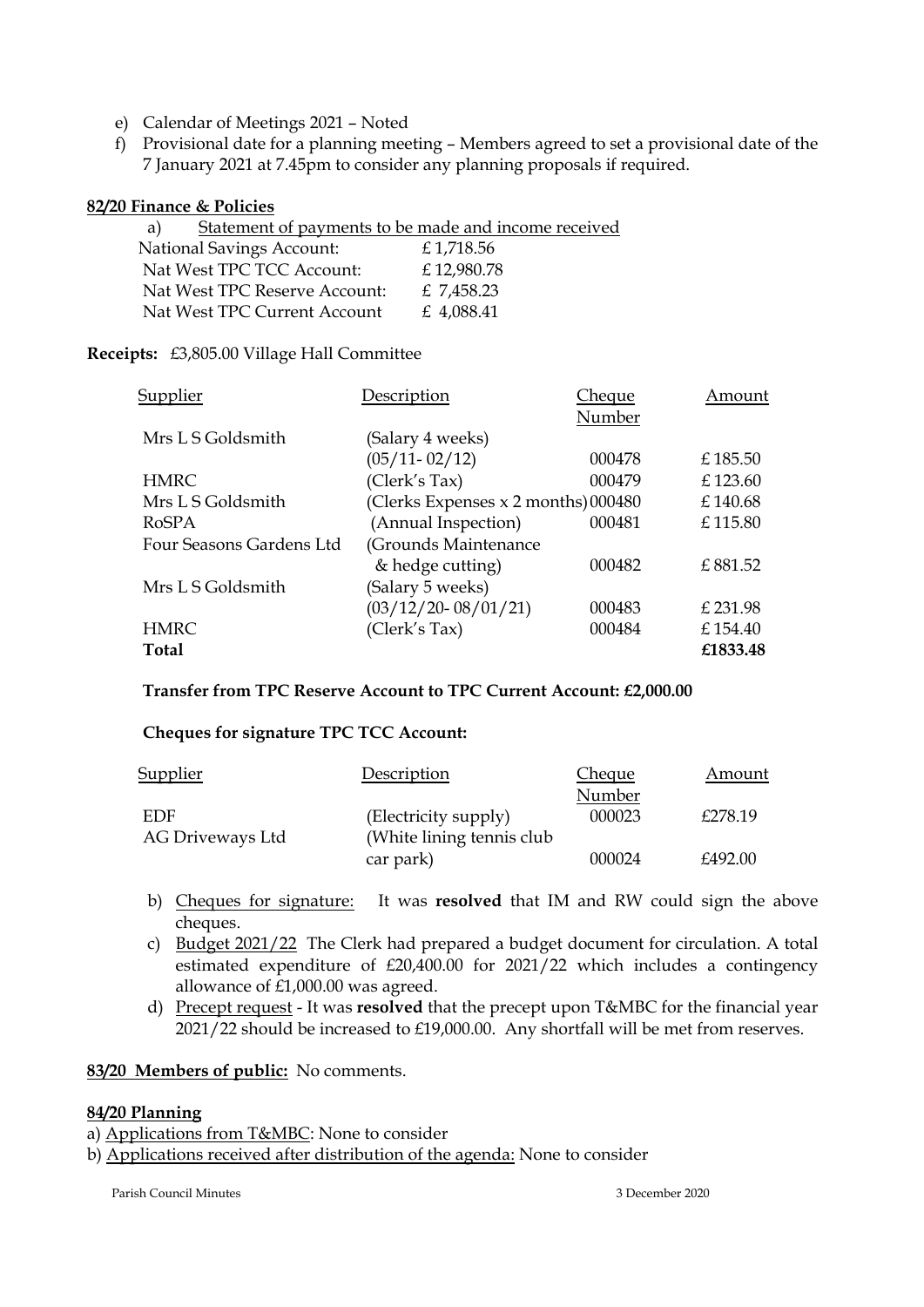e) Calendar of Meetings 2021 – Noted
f) Provisional date for a planning meeting – Members agreed to set a provisional date of the 7 January 2021 at 7.45pm to consider any planning proposals if required.

**82/20 Finance & Policies**

a) Statement of payments to be made and income received

| | |
|---|---|
| National Savings Account: | £ 1,718.56 |
| Nat West TPC TCC Account: | £ 12,980.78 |
| Nat West TPC Reserve Account: | £ 7,458.23 |
| Nat West TPC Current Account | £ 4,088.41 |

**Receipts:** £3,805.00 Village Hall Committee

| Supplier | Description | Cheque Number | Amount |
|---|---|---|---|
| Mrs L S Goldsmith | (Salary 4 weeks) (05/11- 02/12) | 000478 | £ 185.50 |
| HMRC | (Clerk's Tax) | 000479 | £ 123.60 |
| Mrs L S Goldsmith | (Clerks Expenses x 2 months) | 000480 | £ 140.68 |
| RoSPA | (Annual Inspection) | 000481 | £ 115.80 |
| Four Seasons Gardens Ltd | (Grounds Maintenance & hedge cutting) | 000482 | £ 881.52 |
| Mrs L S Goldsmith | (Salary 5 weeks) (03/12/20- 08/01/21) | 000483 | £ 231.98 |
| HMRC | (Clerk's Tax) | 000484 | £ 154.40 |
| **Total** | | | **£1833.48** |

**Transfer from TPC Reserve Account to TPC Current Account: £2,000.00**

**Cheques for signature TPC TCC Account:**

| Supplier | Description | Cheque Number | Amount |
|---|---|---|---|
| EDF | (Electricity supply) | 000023 | £278.19 |
| AG Driveways Ltd | (White lining tennis club car park) | 000024 | £492.00 |

b) Cheques for signature: It was **resolved** that IM and RW could sign the above cheques.
c) Budget 2021/22 The Clerk had prepared a budget document for circulation. A total estimated expenditure of £20,400.00 for 2021/22 which includes a contingency allowance of £1,000.00 was agreed.
d) Precept request - It was **resolved** that the precept upon T&MBC for the financial year 2021/22 should be increased to £19,000.00. Any shortfall will be met from reserves.

**83/20 Members of public:** No comments.

**84/20 Planning**

a) Applications from T&MBC: None to consider
b) Applications received after distribution of the agenda: None to consider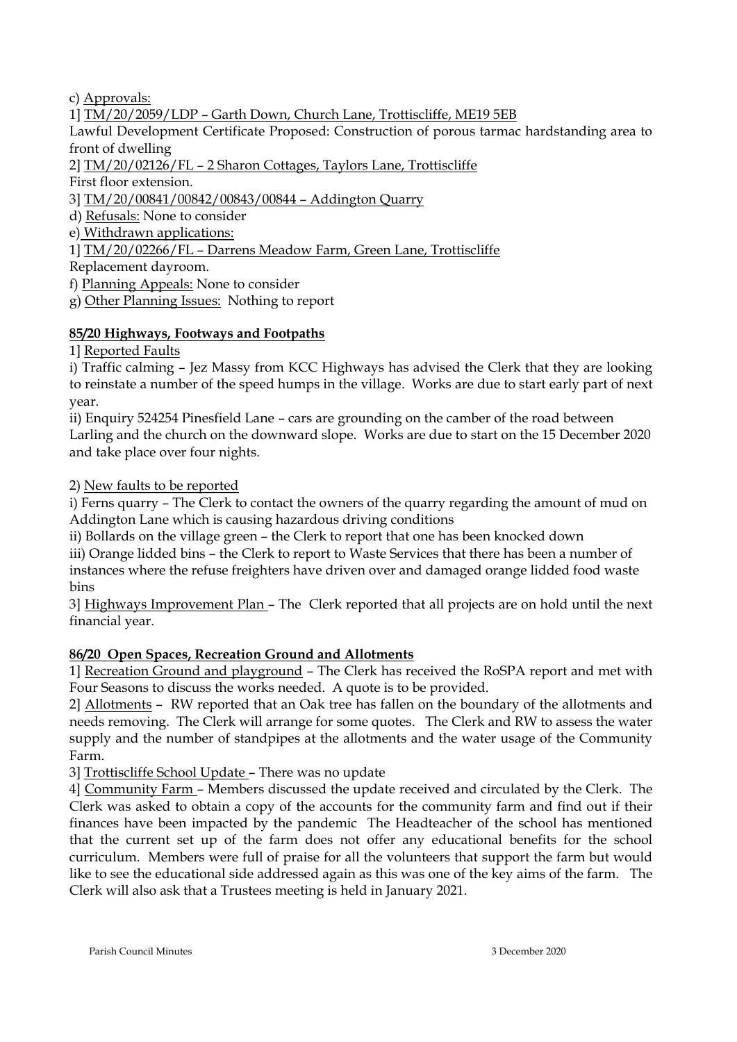c) Approvals:

1] TM/20/2059/LDP – Garth Down, Church Lane, Trottiscliffe, ME19 5EB

Lawful Development Certificate Proposed: Construction of porous tarmac hardstanding area to front of dwelling

2] TM/20/02126/FL – 2 Sharon Cottages, Taylors Lane, Trottiscliffe

First floor extension.

3] TM/20/00841/00842/00843/00844 – Addington Quarry

d) Refusals: None to consider

e) Withdrawn applications:

1] TM/20/02266/FL – Darrens Meadow Farm, Green Lane, Trottiscliffe

Replacement dayroom.

f) Planning Appeals: None to consider

g) Other Planning Issues: Nothing to report

**85/20 Highways, Footways and Footpaths**

1] Reported Faults

i) Traffic calming – Jez Massy from KCC Highways has advised the Clerk that they are looking to reinstate a number of the speed humps in the village. Works are due to start early part of next year.

ii) Enquiry 524254 Pinesfield Lane – cars are grounding on the camber of the road between Larling and the church on the downward slope. Works are due to start on the 15 December 2020 and take place over four nights.

2) New faults to be reported

i) Ferns quarry – The Clerk to contact the owners of the quarry regarding the amount of mud on Addington Lane which is causing hazardous driving conditions

ii) Bollards on the village green – the Clerk to report that one has been knocked down

iii) Orange lidded bins – the Clerk to report to Waste Services that there has been a number of instances where the refuse freighters have driven over and damaged orange lidded food waste bins

3] Highways Improvement Plan – The Clerk reported that all projects are on hold until the next financial year.

**86/20 Open Spaces, Recreation Ground and Allotments**

1] Recreation Ground and playground – The Clerk has received the RoSPA report and met with Four Seasons to discuss the works needed. A quote is to be provided.

2] Allotments – RW reported that an Oak tree has fallen on the boundary of the allotments and needs removing. The Clerk will arrange for some quotes. The Clerk and RW to assess the water supply and the number of standpipes at the allotments and the water usage of the Community Farm.

3] Trottiscliffe School Update – There was no update

4] Community Farm – Members discussed the update received and circulated by the Clerk. The Clerk was asked to obtain a copy of the accounts for the community farm and find out if their finances have been impacted by the pandemic The Headteacher of the school has mentioned that the current set up of the farm does not offer any educational benefits for the school curriculum. Members were full of praise for all the volunteers that support the farm but would like to see the educational side addressed again as this was one of the key aims of the farm. The Clerk will also ask that a Trustees meeting is held in January 2021.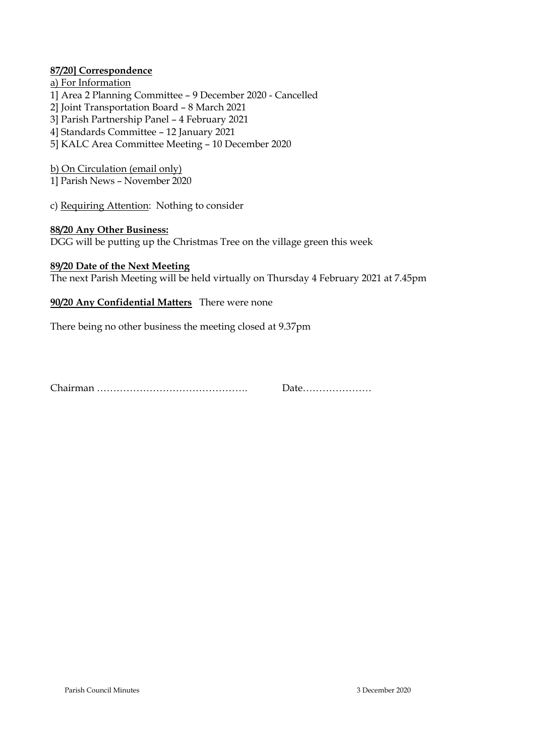**87/20] Correspondence**

a) For Information

1] Area 2 Planning Committee – 9 December 2020 - Cancelled
2] Joint Transportation Board – 8 March 2021
3] Parish Partnership Panel – 4 February 2021
4] Standards Committee – 12 January 2021
5] KALC Area Committee Meeting – 10 December 2020

b) On Circulation (email only)

1] Parish News – November 2020

c) Requiring Attention: Nothing to consider

**88/20 Any Other Business:**

DGG will be putting up the Christmas Tree on the village green this week

**89/20 Date of the Next Meeting**

The next Parish Meeting will be held virtually on Thursday 4 February 2021 at 7.45pm

**90/20 Any Confidential Matters** There were none

There being no other business the meeting closed at 9.37pm

Chairman ………………………………………. Date…………………